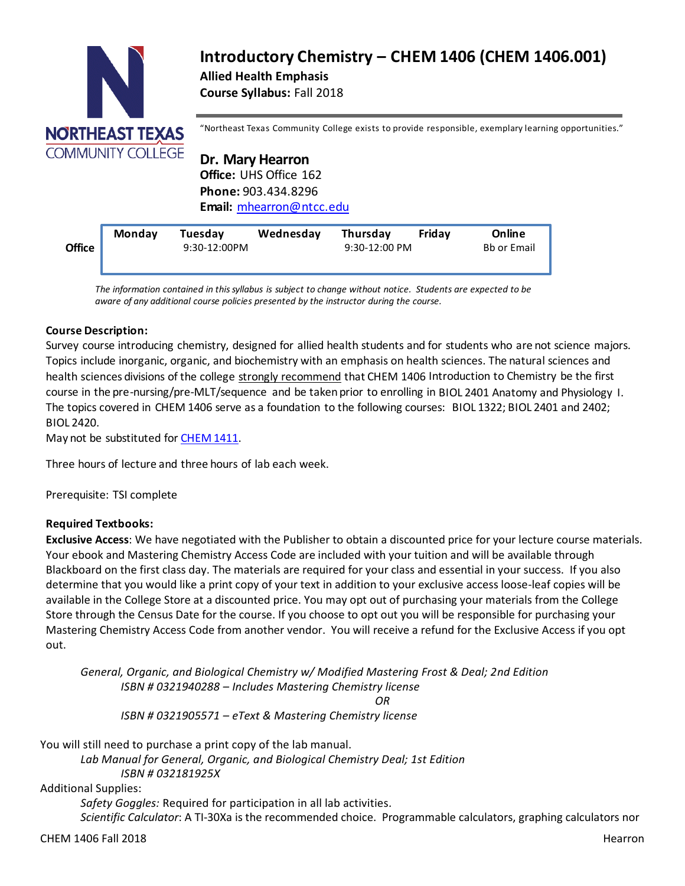# Introductory Chemistry – CHEM 1406 (CHEM 1406.001)

**Allied Health Emphasis**

**Course Syllabus:** Fall 2018

NORTHEAST TEXAS COMMUNITY COLLEGE

"Northeast Texas Community College exists to provide responsible, exemplary learning opportunities."

**Dr. Mary Hearron**

**Office:** UHS Office 162

**Phone:** 903.434.8296

**Email:** mhearron@ntcc.edu

| | Monday | Tuesday | Wednesday | Thursday | Friday | Online |
|---|---|---|---|---|---|---|
| **Office** | | 9:30-12:00PM | | 9:30-12:00 PM | | Bb or Email |

*The information contained in this syllabus is subject to change without notice. Students are expected to be aware of any additional course policies presented by the instructor during the course.*

**Course Description:**

Survey course introducing chemistry, designed for allied health students and for students who are not science majors. Topics include inorganic, organic, and biochemistry with an emphasis on health sciences. The natural sciences and health sciences divisions of the college strongly recommend that CHEM 1406 Introduction to Chemistry be the first course in the pre-nursing/pre-MLT/sequence and be taken prior to enrolling in BIOL 2401 Anatomy and Physiology I. The topics covered in CHEM 1406 serve as a foundation to the following courses: BIOL 1322; BIOL 2401 and 2402; BIOL 2420.

May not be substituted for CHEM 1411.

Three hours of lecture and three hours of lab each week.

Prerequisite: TSI complete

**Required Textbooks:**

**Exclusive Access**: We have negotiated with the Publisher to obtain a discounted price for your lecture course materials. Your ebook and Mastering Chemistry Access Code are included with your tuition and will be available through Blackboard on the first class day. The materials are required for your class and essential in your success. If you also determine that you would like a print copy of your text in addition to your exclusive access loose-leaf copies will be available in the College Store at a discounted price. You may opt out of purchasing your materials from the College Store through the Census Date for the course. If you choose to opt out you will be responsible for purchasing your Mastering Chemistry Access Code from another vendor. You will receive a refund for the Exclusive Access if you opt out.

*General, Organic, and Biological Chemistry w/ Modified Mastering Frost & Deal; 2nd Edition*

*ISBN # 0321940288 – Includes Mastering Chemistry license*

*OR*

*ISBN # 0321905571 – eText & Mastering Chemistry license*

You will still need to purchase a print copy of the lab manual.

*Lab Manual for General, Organic, and Biological Chemistry Deal; 1st Edition*

*ISBN # 032181925X*

Additional Supplies:

*Safety Goggles:* Required for participation in all lab activities.

*Scientific Calculator*: A TI-30Xa is the recommended choice. Programmable calculators, graphing calculators nor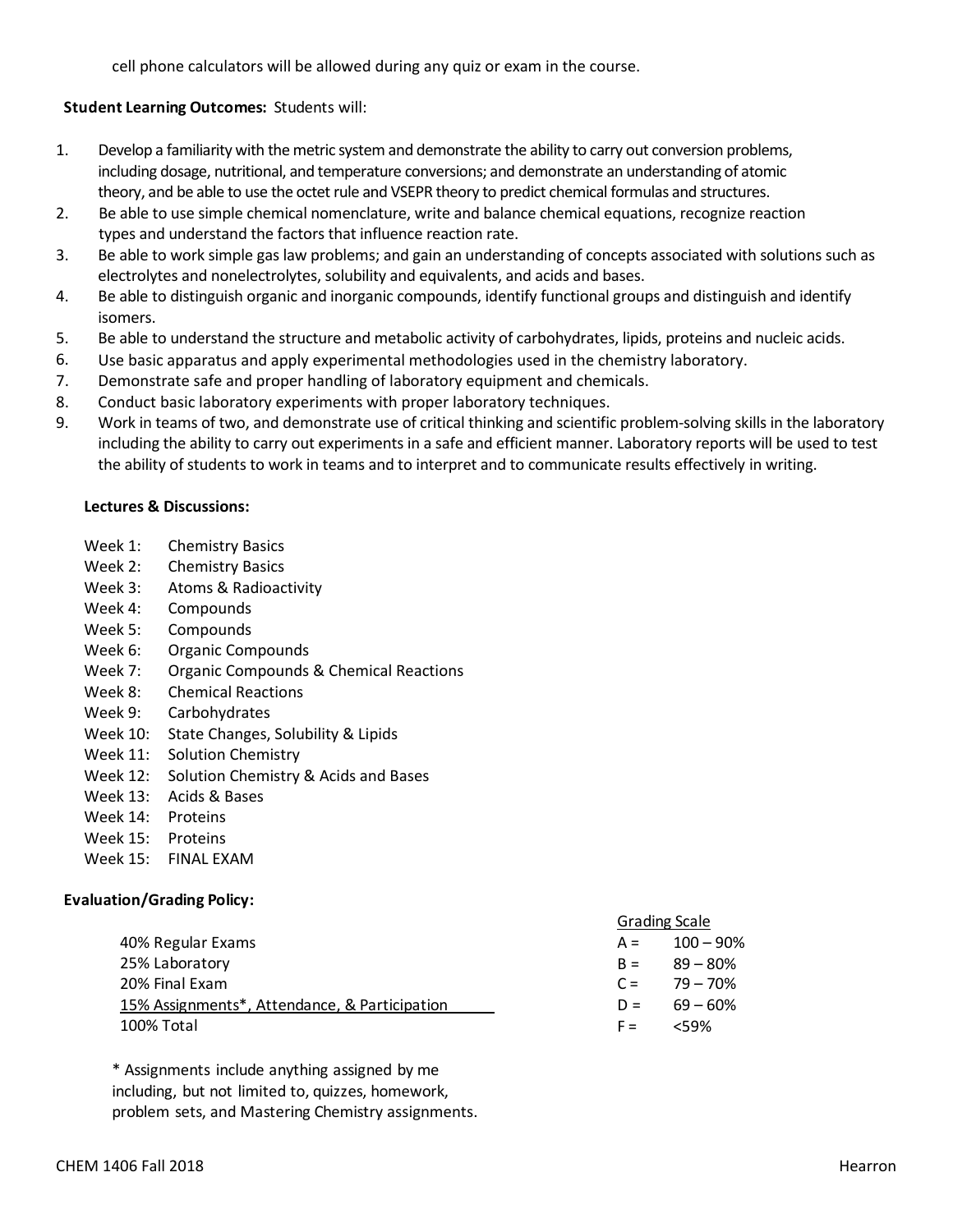cell phone calculators will be allowed during any quiz or exam in the course.

**Student Learning Outcomes:** Students will:

1. Develop a familiarity with the metric system and demonstrate the ability to carry out conversion problems, including dosage, nutritional, and temperature conversions; and demonstrate an understanding of atomic theory, and be able to use the octet rule and VSEPR theory to predict chemical formulas and structures.
2. Be able to use simple chemical nomenclature, write and balance chemical equations, recognize reaction types and understand the factors that influence reaction rate.
3. Be able to work simple gas law problems; and gain an understanding of concepts associated with solutions such as electrolytes and nonelectrolytes, solubility and equivalents, and acids and bases.
4. Be able to distinguish organic and inorganic compounds, identify functional groups and distinguish and identify isomers.
5. Be able to understand the structure and metabolic activity of carbohydrates, lipids, proteins and nucleic acids.
6. Use basic apparatus and apply experimental methodologies used in the chemistry laboratory.
7. Demonstrate safe and proper handling of laboratory equipment and chemicals.
8. Conduct basic laboratory experiments with proper laboratory techniques.
9. Work in teams of two, and demonstrate use of critical thinking and scientific problem-solving skills in the laboratory including the ability to carry out experiments in a safe and efficient manner. Laboratory reports will be used to test the ability of students to work in teams and to interpret and to communicate results effectively in writing.

**Lectures & Discussions:**

| | |
|---|---|
| Week 1: | Chemistry Basics |
| Week 2: | Chemistry Basics |
| Week 3: | Atoms & Radioactivity |
| Week 4: | Compounds |
| Week 5: | Compounds |
| Week 6: | Organic Compounds |
| Week 7: | Organic Compounds & Chemical Reactions |
| Week 8: | Chemical Reactions |
| Week 9: | Carbohydrates |
| Week 10: | State Changes, Solubility & Lipids |
| Week 11: | Solution Chemistry |
| Week 12: | Solution Chemistry & Acids and Bases |
| Week 13: | Acids & Bases |
| Week 14: | Proteins |
| Week 15: | Proteins |
| Week 15: | FINAL EXAM |

**Evaluation/Grading Policy:**

40% Regular Exams
25% Laboratory
20% Final Exam
15% Assignments*, Attendance, & Participation
100% Total

Grading Scale

| Grade | Range |
|---|---|
| A = | 100 – 90% |
| B = | 89 – 80% |
| C = | 79 – 70% |
| D = | 69 – 60% |
| F = | <59% |

* Assignments include anything assigned by me including, but not limited to, quizzes, homework, problem sets, and Mastering Chemistry assignments.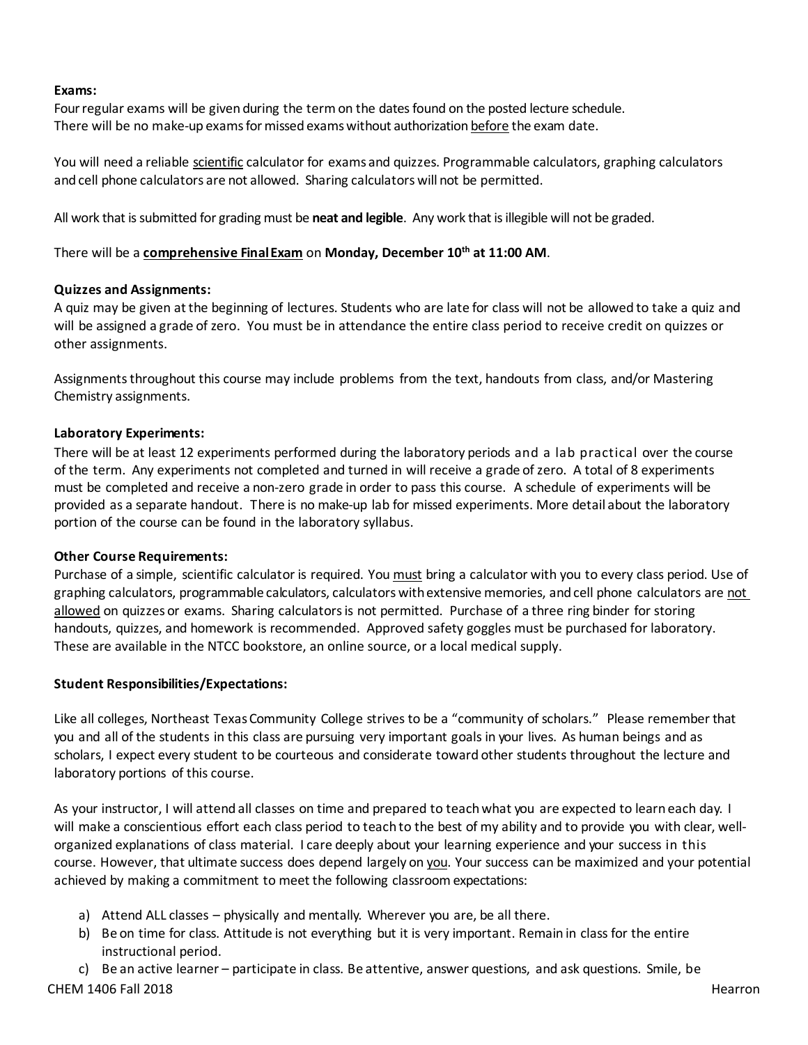**Exams:**
Four regular exams will be given during the term on the dates found on the posted lecture schedule.
There will be no make-up exams for missed exams without authorization <u>before</u> the exam date.

You will need a reliable <u>scientific</u> calculator for exams and quizzes. Programmable calculators, graphing calculators and cell phone calculators are not allowed. Sharing calculators will not be permitted.

All work that is submitted for grading must be **neat and legible**. Any work that is illegible will not be graded.

There will be a **<u>comprehensive Final Exam</u>** on **Monday, December 10th at 11:00 AM**.

**Quizzes and Assignments:**
A quiz may be given at the beginning of lectures. Students who are late for class will not be allowed to take a quiz and will be assigned a grade of zero. You must be in attendance the entire class period to receive credit on quizzes or other assignments.

Assignments throughout this course may include problems from the text, handouts from class, and/or Mastering Chemistry assignments.

**Laboratory Experiments:**
There will be at least 12 experiments performed during the laboratory periods and a lab practical over the course of the term. Any experiments not completed and turned in will receive a grade of zero. A total of 8 experiments must be completed and receive a non-zero grade in order to pass this course. A schedule of experiments will be provided as a separate handout. There is no make-up lab for missed experiments. More detail about the laboratory portion of the course can be found in the laboratory syllabus.

**Other Course Requirements:**
Purchase of a simple, scientific calculator is required. You <u>must</u> bring a calculator with you to every class period. Use of graphing calculators, programmable calculators, calculators with extensive memories, and cell phone calculators are <u>not allowed</u> on quizzes or exams. Sharing calculators is not permitted. Purchase of a three ring binder for storing handouts, quizzes, and homework is recommended. Approved safety goggles must be purchased for laboratory. These are available in the NTCC bookstore, an online source, or a local medical supply.

**Student Responsibilities/Expectations:**

Like all colleges, Northeast Texas Community College strives to be a "community of scholars." Please remember that you and all of the students in this class are pursuing very important goals in your lives. As human beings and as scholars, I expect every student to be courteous and considerate toward other students throughout the lecture and laboratory portions of this course.

As your instructor, I will attend all classes on time and prepared to teach what you are expected to learn each day. I will make a conscientious effort each class period to teach to the best of my ability and to provide you with clear, well-organized explanations of class material. I care deeply about your learning experience and your success in this course. However, that ultimate success does depend largely on <u>you</u>. Your success can be maximized and your potential achieved by making a commitment to meet the following classroom expectations:

a) Attend ALL classes – physically and mentally. Wherever you are, be all there.
b) Be on time for class. Attitude is not everything but it is very important. Remain in class for the entire instructional period.
c) Be an active learner – participate in class. Be attentive, answer questions, and ask questions. Smile, be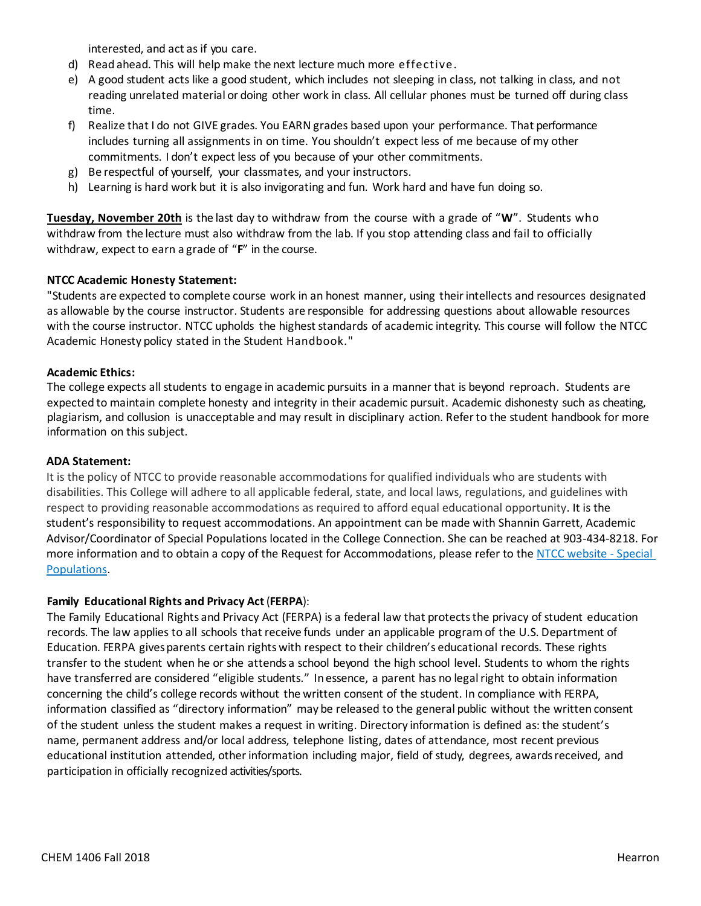interested, and act as if you care.

d) Read ahead. This will help make the next lecture much more effective.
e) A good student acts like a good student, which includes not sleeping in class, not talking in class, and not reading unrelated material or doing other work in class. All cellular phones must be turned off during class time.
f) Realize that I do not GIVE grades. You EARN grades based upon your performance. That performance includes turning all assignments in on time. You shouldn't expect less of me because of my other commitments. I don't expect less of you because of your other commitments.
g) Be respectful of yourself, your classmates, and your instructors.
h) Learning is hard work but it is also invigorating and fun. Work hard and have fun doing so.

**Tuesday, November 20th** is the last day to withdraw from the course with a grade of "**W**". Students who withdraw from the lecture must also withdraw from the lab. If you stop attending class and fail to officially withdraw, expect to earn a grade of "**F**" in the course.

**NTCC Academic Honesty Statement:**

"Students are expected to complete course work in an honest manner, using their intellects and resources designated as allowable by the course instructor. Students are responsible for addressing questions about allowable resources with the course instructor. NTCC upholds the highest standards of academic integrity. This course will follow the NTCC Academic Honesty policy stated in the Student Handbook."

**Academic Ethics:**

The college expects all students to engage in academic pursuits in a manner that is beyond reproach. Students are expected to maintain complete honesty and integrity in their academic pursuit. Academic dishonesty such as cheating, plagiarism, and collusion is unacceptable and may result in disciplinary action. Refer to the student handbook for more information on this subject.

**ADA Statement:**

It is the policy of NTCC to provide reasonable accommodations for qualified individuals who are students with disabilities. This College will adhere to all applicable federal, state, and local laws, regulations, and guidelines with respect to providing reasonable accommodations as required to afford equal educational opportunity. It is the student's responsibility to request accommodations. An appointment can be made with Shannin Garrett, Academic Advisor/Coordinator of Special Populations located in the College Connection. She can be reached at 903-434-8218. For more information and to obtain a copy of the Request for Accommodations, please refer to the NTCC website - Special Populations.

**Family Educational Rights and Privacy Act** (**FERPA**):

The Family Educational Rights and Privacy Act (FERPA) is a federal law that protects the privacy of student education records. The law applies to all schools that receive funds under an applicable program of the U.S. Department of Education. FERPA gives parents certain rights with respect to their children's educational records. These rights transfer to the student when he or she attends a school beyond the high school level. Students to whom the rights have transferred are considered "eligible students." In essence, a parent has no legal right to obtain information concerning the child's college records without the written consent of the student. In compliance with FERPA, information classified as "directory information" may be released to the general public without the written consent of the student unless the student makes a request in writing. Directory information is defined as: the student's name, permanent address and/or local address, telephone listing, dates of attendance, most recent previous educational institution attended, other information including major, field of study, degrees, awards received, and participation in officially recognized activities/sports.